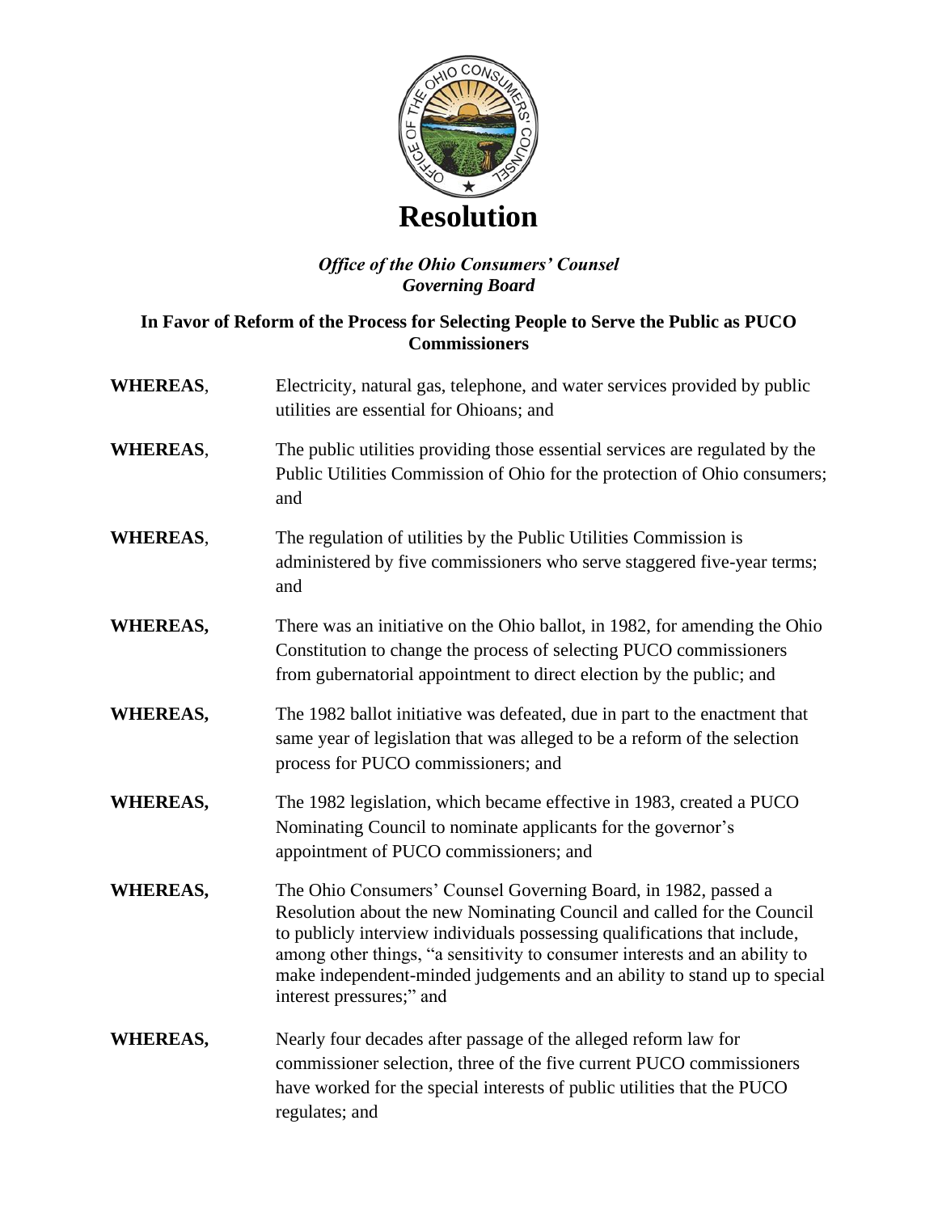# Resolution

***Office of the Ohio Consumers' Counsel***
***Governing Board***

**In Favor of Reform of the Process for Selecting People to Serve the Public as PUCO Commissioners**

**WHEREAS**, Electricity, natural gas, telephone, and water services provided by public utilities are essential for Ohioans; and

**WHEREAS**, The public utilities providing those essential services are regulated by the Public Utilities Commission of Ohio for the protection of Ohio consumers; and

**WHEREAS**, The regulation of utilities by the Public Utilities Commission is administered by five commissioners who serve staggered five-year terms; and

**WHEREAS,** There was an initiative on the Ohio ballot, in 1982, for amending the Ohio Constitution to change the process of selecting PUCO commissioners from gubernatorial appointment to direct election by the public; and

**WHEREAS,** The 1982 ballot initiative was defeated, due in part to the enactment that same year of legislation that was alleged to be a reform of the selection process for PUCO commissioners; and

**WHEREAS,** The 1982 legislation, which became effective in 1983, created a PUCO Nominating Council to nominate applicants for the governor's appointment of PUCO commissioners; and

**WHEREAS,** The Ohio Consumers' Counsel Governing Board, in 1982, passed a Resolution about the new Nominating Council and called for the Council to publicly interview individuals possessing qualifications that include, among other things, "a sensitivity to consumer interests and an ability to make independent-minded judgements and an ability to stand up to special interest pressures;" and

**WHEREAS,** Nearly four decades after passage of the alleged reform law for commissioner selection, three of the five current PUCO commissioners have worked for the special interests of public utilities that the PUCO regulates; and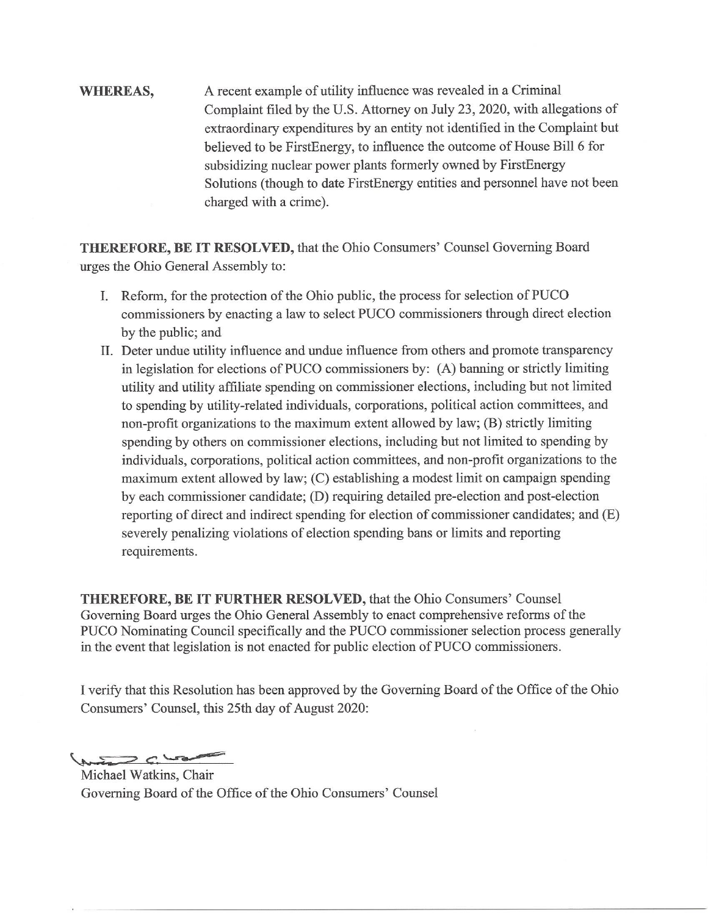**WHEREAS,** A recent example of utility influence was revealed in a Criminal Complaint filed by the U.S. Attorney on July 23, 2020, with allegations of extraordinary expenditures by an entity not identified in the Complaint but believed to be FirstEnergy, to influence the outcome of House Bill 6 for subsidizing nuclear power plants formerly owned by FirstEnergy Solutions (though to date FirstEnergy entities and personnel have not been charged with a crime).

**THEREFORE, BE IT RESOLVED,** that the Ohio Consumers' Counsel Governing Board urges the Ohio General Assembly to:

I. Reform, for the protection of the Ohio public, the process for selection of PUCO commissioners by enacting a law to select PUCO commissioners through direct election by the public; and

II. Deter undue utility influence and undue influence from others and promote transparency in legislation for elections of PUCO commissioners by: (A) banning or strictly limiting utility and utility affiliate spending on commissioner elections, including but not limited to spending by utility-related individuals, corporations, political action committees, and non-profit organizations to the maximum extent allowed by law; (B) strictly limiting spending by others on commissioner elections, including but not limited to spending by individuals, corporations, political action committees, and non-profit organizations to the maximum extent allowed by law; (C) establishing a modest limit on campaign spending by each commissioner candidate; (D) requiring detailed pre-election and post-election reporting of direct and indirect spending for election of commissioner candidates; and (E) severely penalizing violations of election spending bans or limits and reporting requirements.

**THEREFORE, BE IT FURTHER RESOLVED,** that the Ohio Consumers' Counsel Governing Board urges the Ohio General Assembly to enact comprehensive reforms of the PUCO Nominating Council specifically and the PUCO commissioner selection process generally in the event that legislation is not enacted for public election of PUCO commissioners.

I verify that this Resolution has been approved by the Governing Board of the Office of the Ohio Consumers' Counsel, this 25th day of August 2020:

Michael Watkins, Chair
Governing Board of the Office of the Ohio Consumers' Counsel